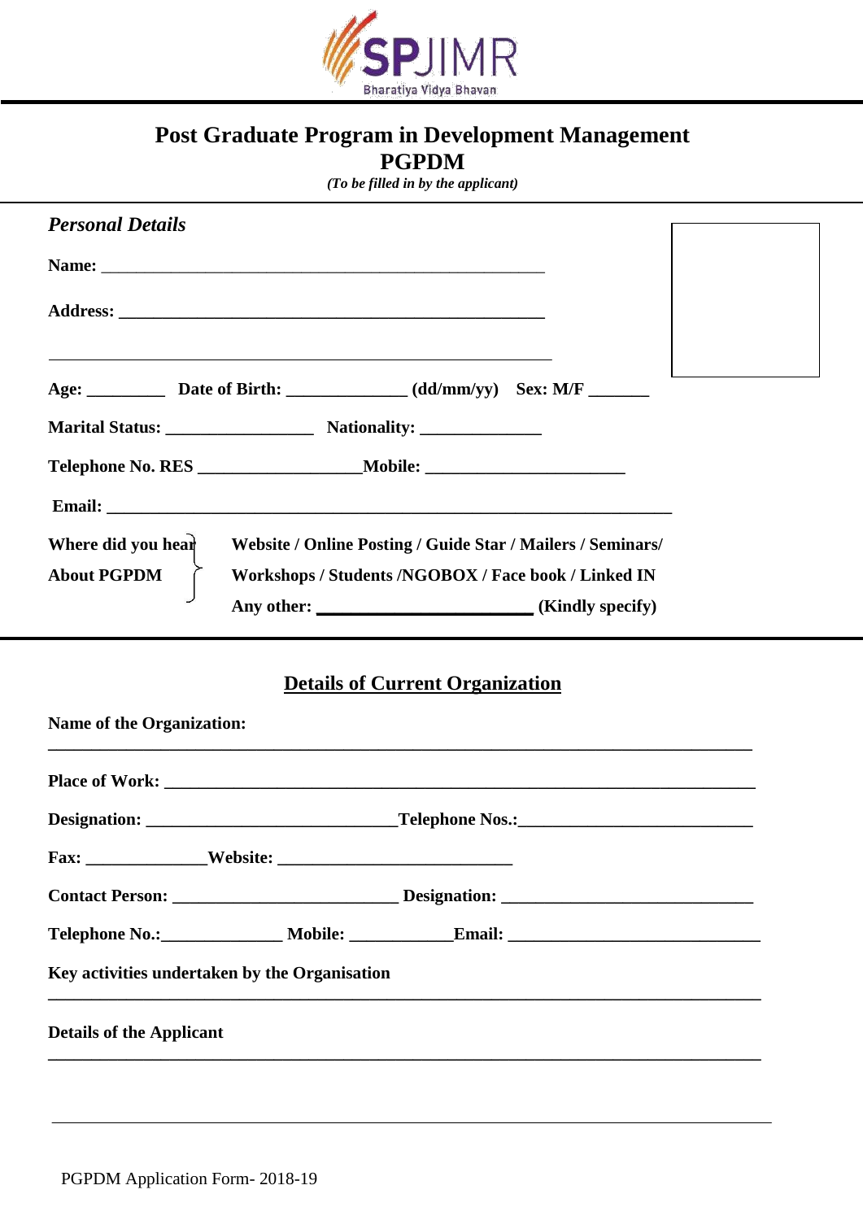SPJIMR

Bharatiya Vidya Bhavan

# Post Graduate Program in Development Management
# PGPDM

*(To be filled in by the applicant)*

### *Personal Details*

**Name:** ____________________________________________

**Address:** __________________________________________

____________________________________________________

**Age:** ________ **Date of Birth:** _____________ **(dd/mm/yy)** **Sex: M/F** _______

**Marital Status:** ________________ **Nationality:** _____________

**Telephone No. RES** _________________**Mobile:** ____________________

**Email:** _______________________________________________________

**Where did you hear About PGPDM** } **Website / Online Posting / Guide Star / Mailers / Seminars/ Workshops / Students /NGOBOX / Face book / Linked IN**

**Any other:** ______________________ **(Kindly specify)**

## Details of Current Organization

**Name of the Organization:**

_______________________________________________________________________

**Place of Work:** ______________________________________________________

**Designation:** __________________________**Telephone Nos.:**_________________________

**Fax:** _____________**Website:** _________________________

**Contact Person:** ________________________ **Designation:** ___________________________

**Telephone No.:**_____________ **Mobile:** ___________**Email:** ___________________________

**Key activities undertaken by the Organisation**

_______________________________________________________________________

**Details of the Applicant**

_______________________________________________________________________

_______________________________________________________________________

PGPDM Application Form- 2018-19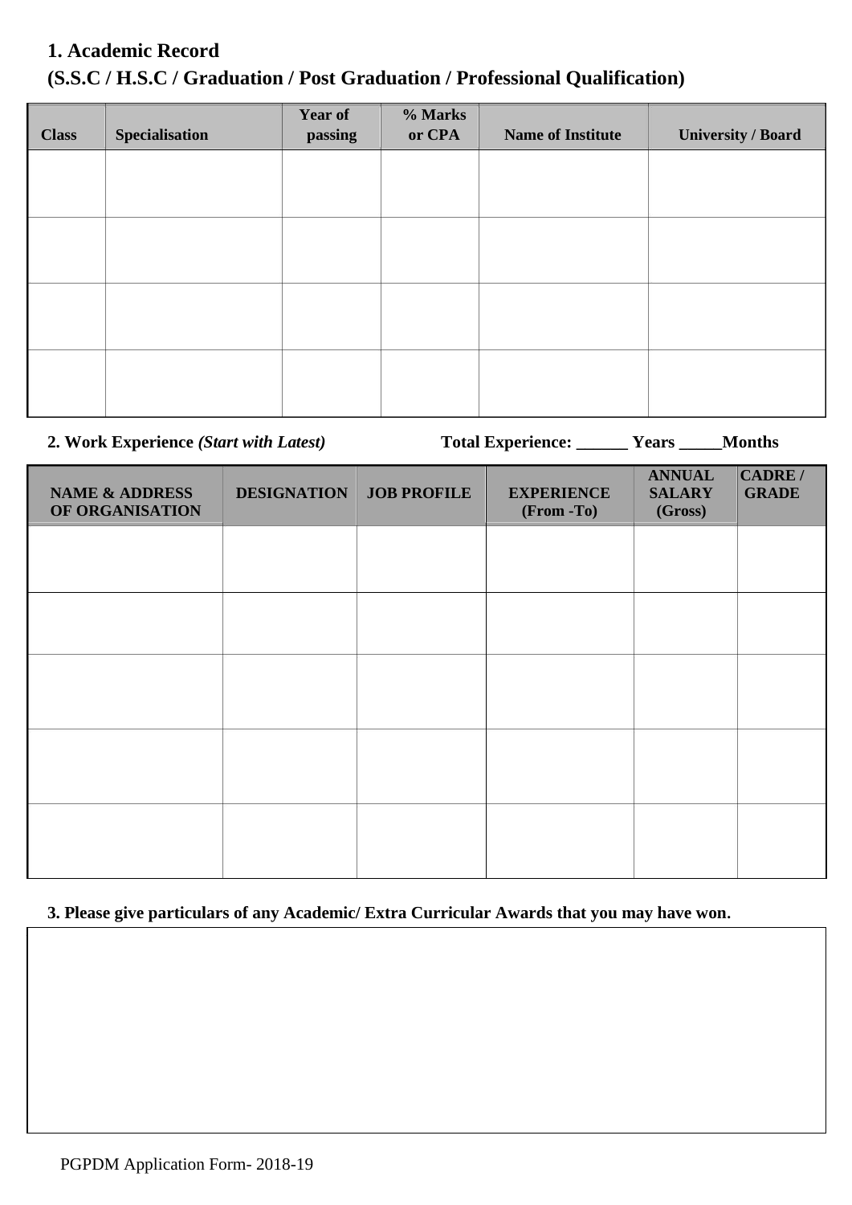## 1. Academic Record
## (S.S.C / H.S.C / Graduation / Post Graduation / Professional Qualification)

| Class | Specialisation | Year of passing | % Marks or CPA | Name of Institute | University / Board |
|---|---|---|---|---|---|
| | | | | | |
| | | | | | |
| | | | | | |
| | | | | | |

**2. Work Experience** ***(Start with Latest)*** **Total Experience: ______ Years _____Months**

| NAME & ADDRESS OF ORGANISATION | DESIGNATION | JOB PROFILE | EXPERIENCE (From -To) | ANNUAL SALARY (Gross) | CADRE / GRADE |
|---|---|---|---|---|---|
| | | | | | |
| | | | | | |
| | | | | | |
| | | | | | |
| | | | | | |

**3. Please give particulars of any Academic/ Extra Curricular Awards that you may have won.**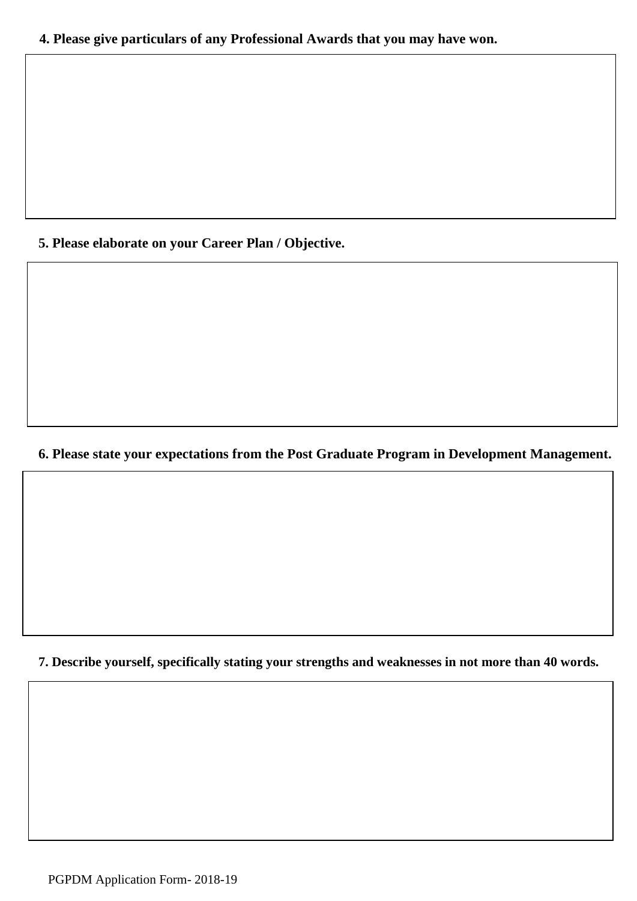**4. Please give particulars of any Professional Awards that you may have won.**

**5. Please elaborate on your Career Plan / Objective.**

**6. Please state your expectations from the Post Graduate Program in Development Management.**

**7. Describe yourself, specifically stating your strengths and weaknesses in not more than 40 words.**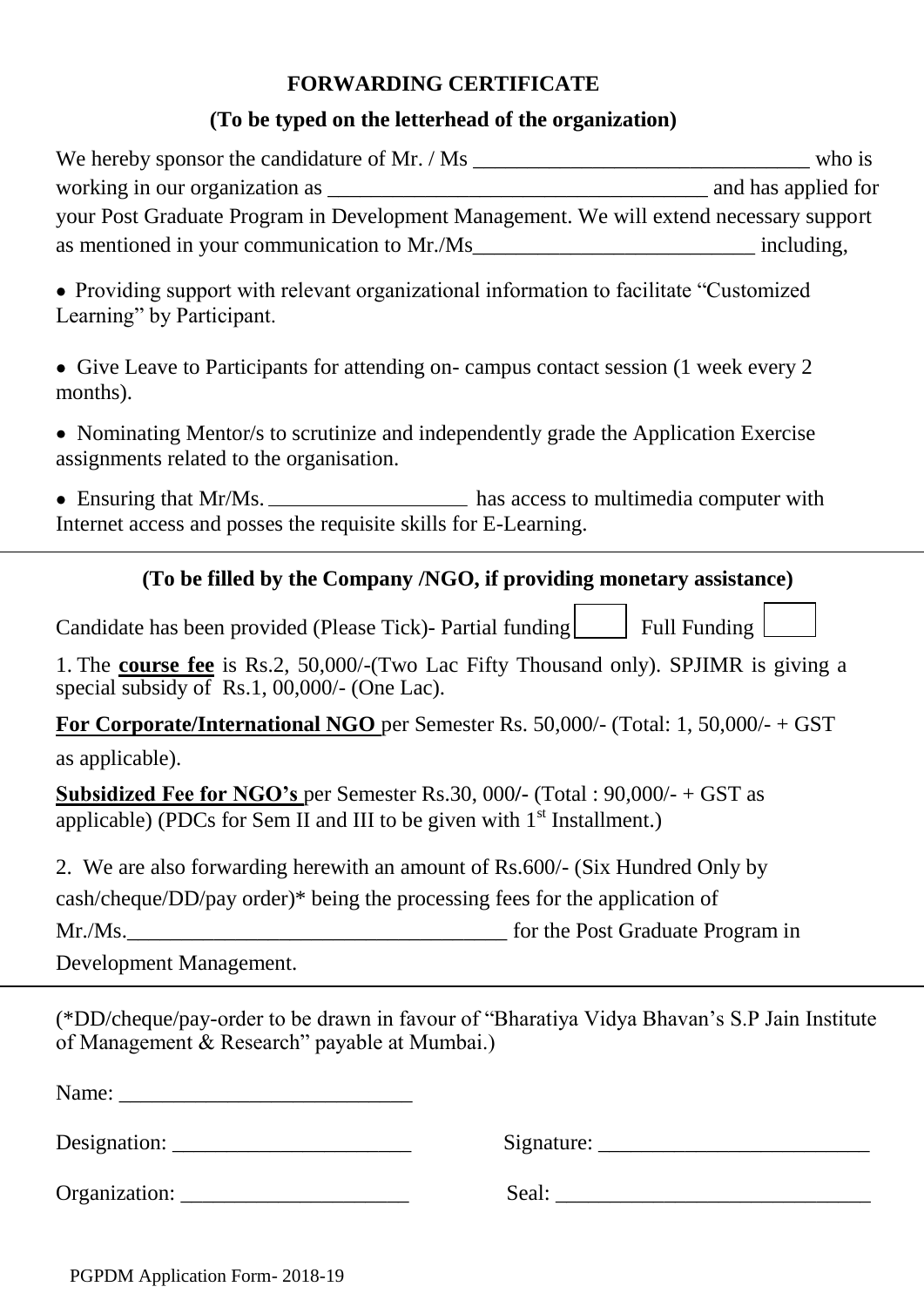**FORWARDING CERTIFICATE**

**(To be typed on the letterhead of the organization)**

We hereby sponsor the candidature of Mr. / Ms _______________________________ who is working in our organization as ___________________________________ and has applied for your Post Graduate Program in Development Management. We will extend necessary support as mentioned in your communication to Mr./Ms__________________________ including,

- Providing support with relevant organizational information to facilitate "Customized Learning" by Participant.
- Give Leave to Participants for attending on- campus contact session (1 week every 2 months).
- Nominating Mentor/s to scrutinize and independently grade the Application Exercise assignments related to the organisation.
- Ensuring that Mr/Ms. ___________________ has access to multimedia computer with Internet access and posses the requisite skills for E-Learning.

---

**(To be filled by the Company /NGO, if providing monetary assistance)**

Candidate has been provided (Please Tick)- Partial funding [ ] Full Funding [ ]

1. The **course fee** is Rs.2, 50,000/-(Two Lac Fifty Thousand only). SPJIMR is giving a special subsidy of Rs.1, 00,000/- (One Lac).

**For Corporate/International NGO** per Semester Rs. 50,000/- (Total: 1, 50,000/- + GST as applicable).

**Subsidized Fee for NGO's** per Semester Rs.30, 000/- (Total : 90,000/- + GST as applicable) (PDCs for Sem II and III to be given with 1st Installment.)

2. We are also forwarding herewith an amount of Rs.600/- (Six Hundred Only by cash/cheque/DD/pay order)* being the processing fees for the application of Mr./Ms.___________________________________ for the Post Graduate Program in Development Management.

---

(*DD/cheque/pay-order to be drawn in favour of "Bharatiya Vidya Bhavan's S.P Jain Institute of Management & Research" payable at Mumbai.)

Name: ___________________________

Designation: ______________________ Signature: _________________________

Organization: _____________________ Seal: ______________________________

PGPDM Application Form- 2018-19